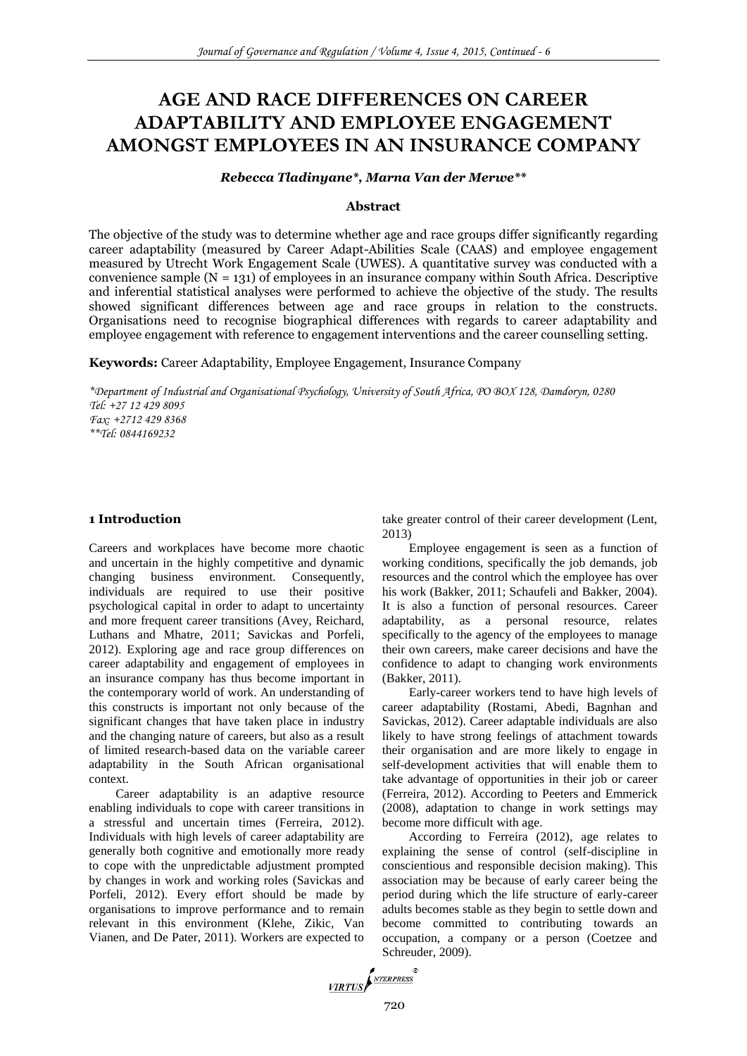# AGE AND RACE DIFFERENCES ON CAREER ADAPTABILITY AND EMPLOYEE ENGAGEMENT AMONGST EMPLOYEES IN AN INSURANCE COMPANY

***Rebecca Tladinyane\*, Marna Van der Merwe\*\****

## Abstract

The objective of the study was to determine whether age and race groups differ significantly regarding career adaptability (measured by Career Adapt-Abilities Scale (CAAS) and employee engagement measured by Utrecht Work Engagement Scale (UWES). A quantitative survey was conducted with a convenience sample (N = 131) of employees in an insurance company within South Africa. Descriptive and inferential statistical analyses were performed to achieve the objective of the study. The results showed significant differences between age and race groups in relation to the constructs. Organisations need to recognise biographical differences with regards to career adaptability and employee engagement with reference to engagement interventions and the career counselling setting.

**Keywords:** Career Adaptability, Employee Engagement, Insurance Company

*\*Department of Industrial and Organisational Psychology, University of South Africa, PO BOX 128, Damdoryn, 0280*
*Tel: +27 12 429 8095*
*Fax: +2712 429 8368*
*\*\*Tel: 0844169232*

## 1 Introduction

Careers and workplaces have become more chaotic and uncertain in the highly competitive and dynamic changing business environment. Consequently, individuals are required to use their positive psychological capital in order to adapt to uncertainty and more frequent career transitions (Avey, Reichard, Luthans and Mhatre, 2011; Savickas and Porfeli, 2012). Exploring age and race group differences on career adaptability and engagement of employees in an insurance company has thus become important in the contemporary world of work. An understanding of this constructs is important not only because of the significant changes that have taken place in industry and the changing nature of careers, but also as a result of limited research-based data on the variable career adaptability in the South African organisational context.

Career adaptability is an adaptive resource enabling individuals to cope with career transitions in a stressful and uncertain times (Ferreira, 2012). Individuals with high levels of career adaptability are generally both cognitive and emotionally more ready to cope with the unpredictable adjustment prompted by changes in work and working roles (Savickas and Porfeli, 2012). Every effort should be made by organisations to improve performance and to remain relevant in this environment (Klehe, Zikic, Van Vianen, and De Pater, 2011). Workers are expected to take greater control of their career development (Lent, 2013)

Employee engagement is seen as a function of working conditions, specifically the job demands, job resources and the control which the employee has over his work (Bakker, 2011; Schaufeli and Bakker, 2004). It is also a function of personal resources. Career adaptability, as a personal resource, relates specifically to the agency of the employees to manage their own careers, make career decisions and have the confidence to adapt to changing work environments (Bakker, 2011).

Early-career workers tend to have high levels of career adaptability (Rostami, Abedi, Bagnhan and Savickas, 2012). Career adaptable individuals are also likely to have strong feelings of attachment towards their organisation and are more likely to engage in self-development activities that will enable them to take advantage of opportunities in their job or career (Ferreira, 2012). According to Peeters and Emmerick (2008), adaptation to change in work settings may become more difficult with age.

According to Ferreira (2012), age relates to explaining the sense of control (self-discipline in conscientious and responsible decision making). This association may be because of early career being the period during which the life structure of early-career adults becomes stable as they begin to settle down and become committed to contributing towards an occupation, a company or a person (Coetzee and Schreuder, 2009).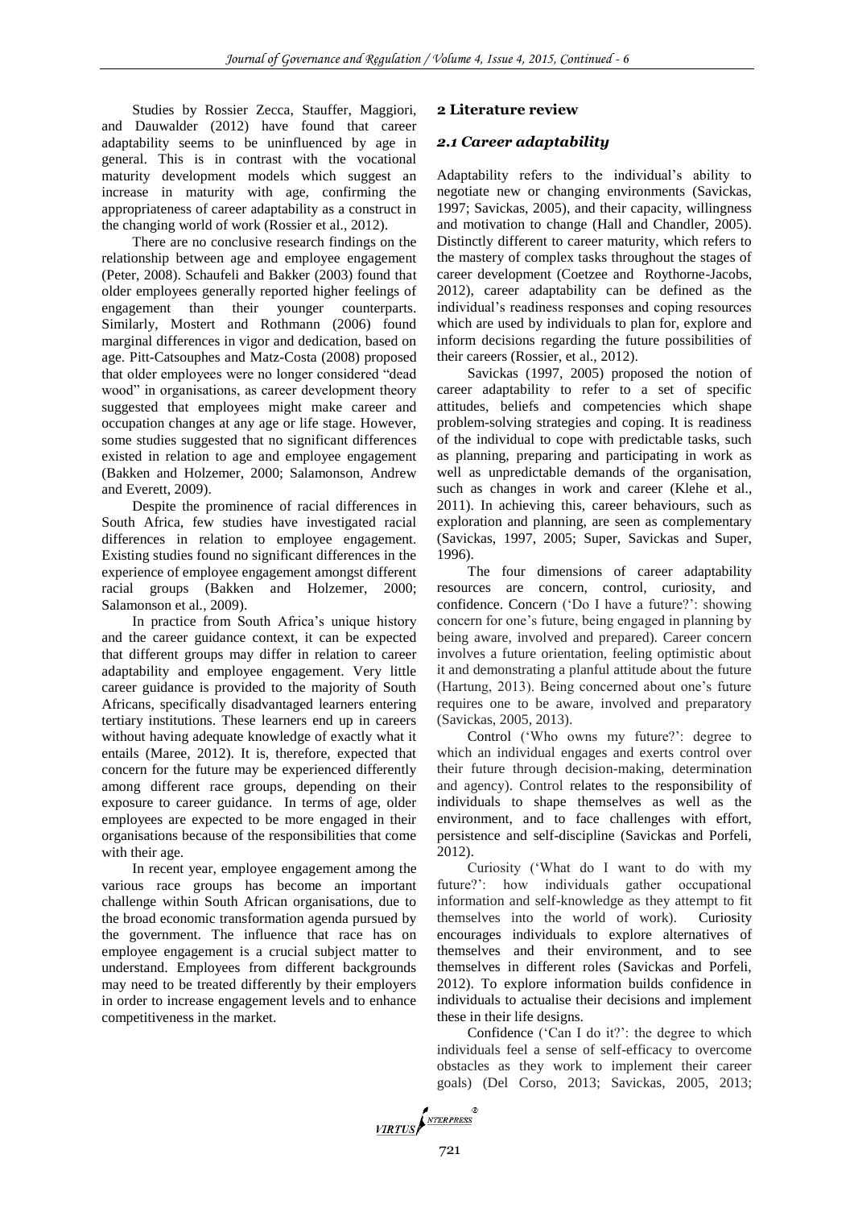Studies by Rossier Zecca, Stauffer, Maggiori, and Dauwalder (2012) have found that career adaptability seems to be uninfluenced by age in general. This is in contrast with the vocational maturity development models which suggest an increase in maturity with age, confirming the appropriateness of career adaptability as a construct in the changing world of work (Rossier et al., 2012).

There are no conclusive research findings on the relationship between age and employee engagement (Peter, 2008). Schaufeli and Bakker (2003) found that older employees generally reported higher feelings of engagement than their younger counterparts. Similarly, Mostert and Rothmann (2006) found marginal differences in vigor and dedication, based on age. Pitt-Catsouphes and Matz-Costa (2008) proposed that older employees were no longer considered "dead wood" in organisations, as career development theory suggested that employees might make career and occupation changes at any age or life stage. However, some studies suggested that no significant differences existed in relation to age and employee engagement (Bakken and Holzemer, 2000; Salamonson, Andrew and Everett, 2009).

Despite the prominence of racial differences in South Africa, few studies have investigated racial differences in relation to employee engagement. Existing studies found no significant differences in the experience of employee engagement amongst different racial groups (Bakken and Holzemer, 2000; Salamonson et al., 2009).

In practice from South Africa's unique history and the career guidance context, it can be expected that different groups may differ in relation to career adaptability and employee engagement. Very little career guidance is provided to the majority of South Africans, specifically disadvantaged learners entering tertiary institutions. These learners end up in careers without having adequate knowledge of exactly what it entails (Maree, 2012). It is, therefore, expected that concern for the future may be experienced differently among different race groups, depending on their exposure to career guidance. In terms of age, older employees are expected to be more engaged in their organisations because of the responsibilities that come with their age.

In recent year, employee engagement among the various race groups has become an important challenge within South African organisations, due to the broad economic transformation agenda pursued by the government. The influence that race has on employee engagement is a crucial subject matter to understand. Employees from different backgrounds may need to be treated differently by their employers in order to increase engagement levels and to enhance competitiveness in the market.

## 2 Literature review

### *2.1 Career adaptability*

Adaptability refers to the individual's ability to negotiate new or changing environments (Savickas, 1997; Savickas, 2005), and their capacity, willingness and motivation to change (Hall and Chandler, 2005). Distinctly different to career maturity, which refers to the mastery of complex tasks throughout the stages of career development (Coetzee and Roythorne-Jacobs, 2012), career adaptability can be defined as the individual's readiness responses and coping resources which are used by individuals to plan for, explore and inform decisions regarding the future possibilities of their careers (Rossier, et al., 2012).

Savickas (1997, 2005) proposed the notion of career adaptability to refer to a set of specific attitudes, beliefs and competencies which shape problem-solving strategies and coping. It is readiness of the individual to cope with predictable tasks, such as planning, preparing and participating in work as well as unpredictable demands of the organisation, such as changes in work and career (Klehe et al., 2011). In achieving this, career behaviours, such as exploration and planning, are seen as complementary (Savickas, 1997, 2005; Super, Savickas and Super, 1996).

The four dimensions of career adaptability resources are concern, control, curiosity, and confidence. Concern ('Do I have a future?': showing concern for one's future, being engaged in planning by being aware, involved and prepared). Career concern involves a future orientation, feeling optimistic about it and demonstrating a planful attitude about the future (Hartung, 2013). Being concerned about one's future requires one to be aware, involved and preparatory (Savickas, 2005, 2013).

Control ('Who owns my future?': degree to which an individual engages and exerts control over their future through decision-making, determination and agency). Control relates to the responsibility of individuals to shape themselves as well as the environment, and to face challenges with effort, persistence and self-discipline (Savickas and Porfeli, 2012).

Curiosity ('What do I want to do with my future?': how individuals gather occupational information and self-knowledge as they attempt to fit themselves into the world of work). Curiosity encourages individuals to explore alternatives of themselves and their environment, and to see themselves in different roles (Savickas and Porfeli, 2012). To explore information builds confidence in individuals to actualise their decisions and implement these in their life designs.

Confidence ('Can I do it?': the degree to which individuals feel a sense of self-efficacy to overcome obstacles as they work to implement their career goals) (Del Corso, 2013; Savickas, 2005, 2013;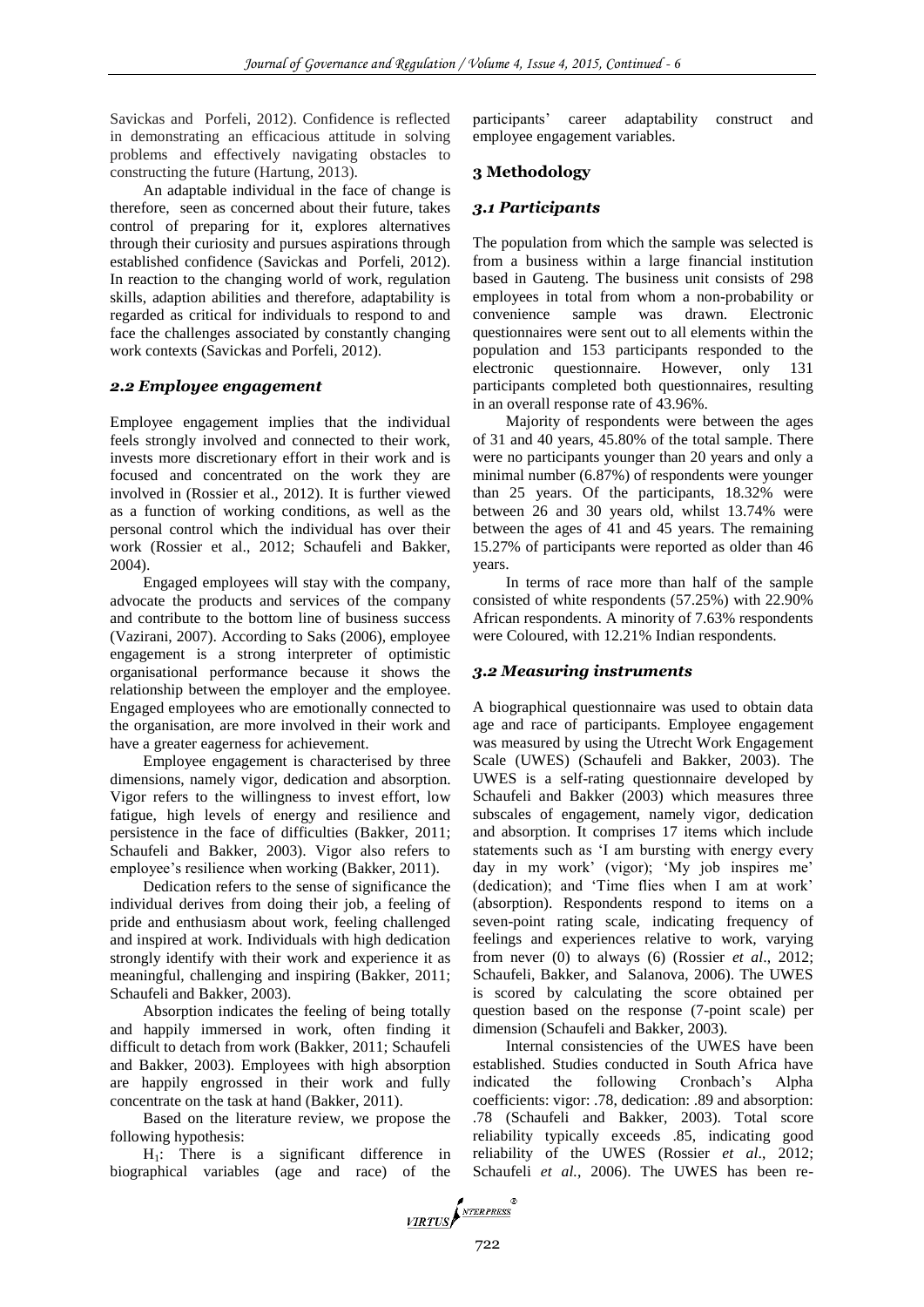Savickas and Porfeli, 2012). Confidence is reflected in demonstrating an efficacious attitude in solving problems and effectively navigating obstacles to constructing the future (Hartung, 2013).

An adaptable individual in the face of change is therefore, seen as concerned about their future, takes control of preparing for it, explores alternatives through their curiosity and pursues aspirations through established confidence (Savickas and Porfeli, 2012). In reaction to the changing world of work, regulation skills, adaption abilities and therefore, adaptability is regarded as critical for individuals to respond to and face the challenges associated by constantly changing work contexts (Savickas and Porfeli, 2012).

### *2.2 Employee engagement*

Employee engagement implies that the individual feels strongly involved and connected to their work, invests more discretionary effort in their work and is focused and concentrated on the work they are involved in (Rossier et al., 2012). It is further viewed as a function of working conditions, as well as the personal control which the individual has over their work (Rossier et al., 2012; Schaufeli and Bakker, 2004).

Engaged employees will stay with the company, advocate the products and services of the company and contribute to the bottom line of business success (Vazirani, 2007). According to Saks (2006), employee engagement is a strong interpreter of optimistic organisational performance because it shows the relationship between the employer and the employee. Engaged employees who are emotionally connected to the organisation, are more involved in their work and have a greater eagerness for achievement.

Employee engagement is characterised by three dimensions, namely vigor, dedication and absorption. Vigor refers to the willingness to invest effort, low fatigue, high levels of energy and resilience and persistence in the face of difficulties (Bakker, 2011; Schaufeli and Bakker, 2003). Vigor also refers to employee's resilience when working (Bakker, 2011).

Dedication refers to the sense of significance the individual derives from doing their job, a feeling of pride and enthusiasm about work, feeling challenged and inspired at work. Individuals with high dedication strongly identify with their work and experience it as meaningful, challenging and inspiring (Bakker, 2011; Schaufeli and Bakker, 2003).

Absorption indicates the feeling of being totally and happily immersed in work, often finding it difficult to detach from work (Bakker, 2011; Schaufeli and Bakker, 2003). Employees with high absorption are happily engrossed in their work and fully concentrate on the task at hand (Bakker, 2011).

Based on the literature review, we propose the following hypothesis:

$H_1$: There is a significant difference in biographical variables (age and race) of the participants' career adaptability construct and employee engagement variables.

## 3 Methodology

### *3.1 Participants*

The population from which the sample was selected is from a business within a large financial institution based in Gauteng. The business unit consists of 298 employees in total from whom a non-probability or convenience sample was drawn. Electronic questionnaires were sent out to all elements within the population and 153 participants responded to the electronic questionnaire. However, only 131 participants completed both questionnaires, resulting in an overall response rate of 43.96%.

Majority of respondents were between the ages of 31 and 40 years, 45.80% of the total sample. There were no participants younger than 20 years and only a minimal number (6.87%) of respondents were younger than 25 years. Of the participants, 18.32% were between 26 and 30 years old, whilst 13.74% were between the ages of 41 and 45 years. The remaining 15.27% of participants were reported as older than 46 years.

In terms of race more than half of the sample consisted of white respondents (57.25%) with 22.90% African respondents. A minority of 7.63% respondents were Coloured, with 12.21% Indian respondents.

### *3.2 Measuring instruments*

A biographical questionnaire was used to obtain data age and race of participants. Employee engagement was measured by using the Utrecht Work Engagement Scale (UWES) (Schaufeli and Bakker, 2003). The UWES is a self-rating questionnaire developed by Schaufeli and Bakker (2003) which measures three subscales of engagement, namely vigor, dedication and absorption. It comprises 17 items which include statements such as 'I am bursting with energy every day in my work' (vigor); 'My job inspires me' (dedication); and 'Time flies when I am at work' (absorption). Respondents respond to items on a seven-point rating scale, indicating frequency of feelings and experiences relative to work, varying from never (0) to always (6) (Rossier *et al*., 2012; Schaufeli, Bakker, and Salanova, 2006). The UWES is scored by calculating the score obtained per question based on the response (7-point scale) per dimension (Schaufeli and Bakker, 2003).

Internal consistencies of the UWES have been established. Studies conducted in South Africa have indicated the following Cronbach's Alpha coefficients: vigor: .78, dedication: .89 and absorption: .78 (Schaufeli and Bakker, 2003). Total score reliability typically exceeds .85, indicating good reliability of the UWES (Rossier *et al*., 2012; Schaufeli *et al.*, 2006). The UWES has been re-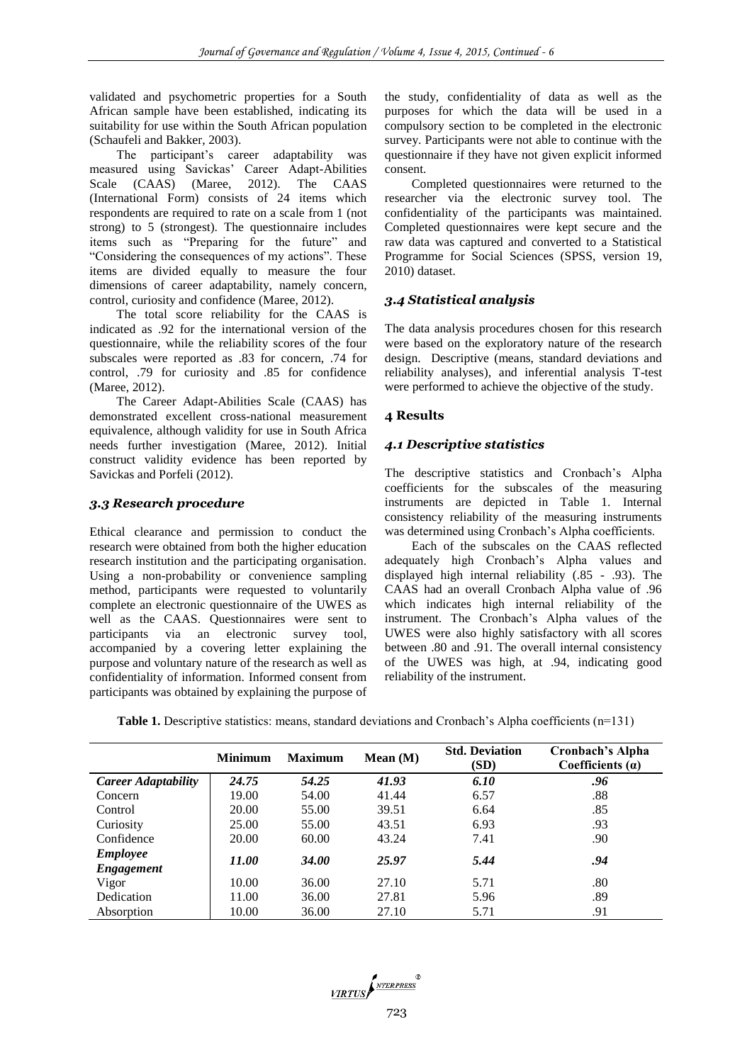validated and psychometric properties for a South African sample have been established, indicating its suitability for use within the South African population (Schaufeli and Bakker, 2003).

The participant's career adaptability was measured using Savickas' Career Adapt-Abilities Scale (CAAS) (Maree, 2012). The CAAS (International Form) consists of 24 items which respondents are required to rate on a scale from 1 (not strong) to 5 (strongest). The questionnaire includes items such as "Preparing for the future" and "Considering the consequences of my actions". These items are divided equally to measure the four dimensions of career adaptability, namely concern, control, curiosity and confidence (Maree, 2012).

The total score reliability for the CAAS is indicated as .92 for the international version of the questionnaire, while the reliability scores of the four subscales were reported as .83 for concern, .74 for control, .79 for curiosity and .85 for confidence (Maree, 2012).

The Career Adapt-Abilities Scale (CAAS) has demonstrated excellent cross-national measurement equivalence, although validity for use in South Africa needs further investigation (Maree, 2012). Initial construct validity evidence has been reported by Savickas and Porfeli (2012).

### 3.3 Research procedure

Ethical clearance and permission to conduct the research were obtained from both the higher education research institution and the participating organisation. Using a non-probability or convenience sampling method, participants were requested to voluntarily complete an electronic questionnaire of the UWES as well as the CAAS. Questionnaires were sent to participants via an electronic survey tool, accompanied by a covering letter explaining the purpose and voluntary nature of the research as well as confidentiality of information. Informed consent from participants was obtained by explaining the purpose of the study, confidentiality of data as well as the purposes for which the data will be used in a compulsory section to be completed in the electronic survey. Participants were not able to continue with the questionnaire if they have not given explicit informed consent.

Completed questionnaires were returned to the researcher via the electronic survey tool. The confidentiality of the participants was maintained. Completed questionnaires were kept secure and the raw data was captured and converted to a Statistical Programme for Social Sciences (SPSS, version 19, 2010) dataset.

### 3.4 Statistical analysis

The data analysis procedures chosen for this research were based on the exploratory nature of the research design. Descriptive (means, standard deviations and reliability analyses), and inferential analysis T-test were performed to achieve the objective of the study.

## 4 Results

### 4.1 Descriptive statistics

The descriptive statistics and Cronbach's Alpha coefficients for the subscales of the measuring instruments are depicted in Table 1. Internal consistency reliability of the measuring instruments was determined using Cronbach's Alpha coefficients.

Each of the subscales on the CAAS reflected adequately high Cronbach's Alpha values and displayed high internal reliability (.85 - .93). The CAAS had an overall Cronbach Alpha value of .96 which indicates high internal reliability of the instrument. The Cronbach's Alpha values of the UWES were also highly satisfactory with all scores between .80 and .91. The overall internal consistency of the UWES was high, at .94, indicating good reliability of the instrument.

**Table 1.** Descriptive statistics: means, standard deviations and Cronbach's Alpha coefficients (n=131)

| | Minimum | Maximum | Mean (M) | Std. Deviation (SD) | Cronbach's Alpha Coefficients (α) |
|---|---|---|---|---|---|
| ***Career Adaptability*** | ***24.75*** | ***54.25*** | ***41.93*** | ***6.10*** | ***.96*** |
| Concern | 19.00 | 54.00 | 41.44 | 6.57 | .88 |
| Control | 20.00 | 55.00 | 39.51 | 6.64 | .85 |
| Curiosity | 25.00 | 55.00 | 43.51 | 6.93 | .93 |
| Confidence | 20.00 | 60.00 | 43.24 | 7.41 | .90 |
| ***Employee Engagement*** | ***11.00*** | ***34.00*** | ***25.97*** | ***5.44*** | ***.94*** |
| Vigor | 10.00 | 36.00 | 27.10 | 5.71 | .80 |
| Dedication | 11.00 | 36.00 | 27.81 | 5.96 | .89 |
| Absorption | 10.00 | 36.00 | 27.10 | 5.71 | .91 |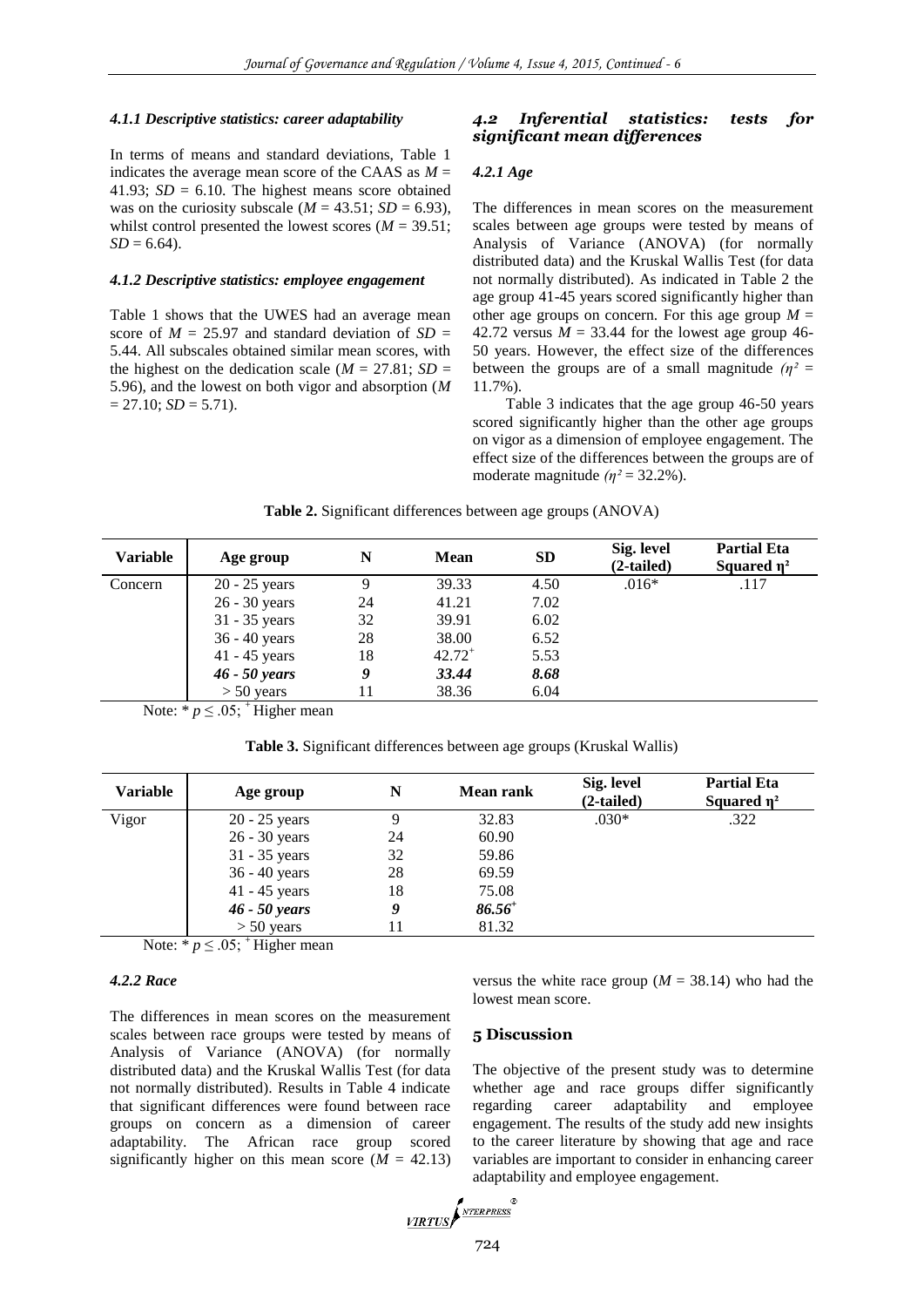#### 4.1.1 Descriptive statistics: career adaptability

In terms of means and standard deviations, Table 1 indicates the average mean score of the CAAS as $M = 41.93$; $SD = 6.10$. The highest means score obtained was on the curiosity subscale ($M = 43.51$; $SD = 6.93$), whilst control presented the lowest scores ($M = 39.51$; $SD = 6.64$).

#### 4.1.2 Descriptive statistics: employee engagement

Table 1 shows that the UWES had an average mean score of $M = 25.97$ and standard deviation of $SD = 5.44$. All subscales obtained similar mean scores, with the highest on the dedication scale ($M = 27.81$; $SD = 5.96$), and the lowest on both vigor and absorption ($M = 27.10$; $SD = 5.71$).

### 4.2 Inferential statistics: tests for significant mean differences

#### 4.2.1 Age

The differences in mean scores on the measurement scales between age groups were tested by means of Analysis of Variance (ANOVA) (for normally distributed data) and the Kruskal Wallis Test (for data not normally distributed). As indicated in Table 2 the age group 41-45 years scored significantly higher than other age groups on concern. For this age group $M = 42.72$ versus $M = 33.44$ for the lowest age group 46-50 years. However, the effect size of the differences between the groups are of a small magnitude ($\eta^2 = 11.7\%$).

Table 3 indicates that the age group 46-50 years scored significantly higher than the other age groups on vigor as a dimension of employee engagement. The effect size of the differences between the groups are of moderate magnitude ($\eta^2 = 32.2\%$).

**Table 2.** Significant differences between age groups (ANOVA)

| Variable | Age group | N | Mean | SD | Sig. level (2-tailed) | Partial Eta Squared $\eta^2$ |
|---|---|---|---|---|---|---|
| Concern | 20 - 25 years | 9 | 39.33 | 4.50 | .016* | .117 |
| | 26 - 30 years | 24 | 41.21 | 7.02 | | |
| | 31 - 35 years | 32 | 39.91 | 6.02 | | |
| | 36 - 40 years | 28 | 38.00 | 6.52 | | |
| | 41 - 45 years | 18 | $42.72^{+}$ | 5.53 | | |
| | ***46 - 50 years*** | ***9*** | ***33.44*** | ***8.68*** | | |
| | > 50 years | 11 | 38.36 | 6.04 | | |

Note: * $p \leq .05$; $^{+}$ Higher mean

**Table 3.** Significant differences between age groups (Kruskal Wallis)

| Variable | Age group | N | Mean rank | Sig. level (2-tailed) | Partial Eta Squared $\eta^2$ |
|---|---|---|---|---|---|
| Vigor | 20 - 25 years | 9 | 32.83 | .030* | .322 |
| | 26 - 30 years | 24 | 60.90 | | |
| | 31 - 35 years | 32 | 59.86 | | |
| | 36 - 40 years | 28 | 69.59 | | |
| | 41 - 45 years | 18 | 75.08 | | |
| | ***46 - 50 years*** | ***9*** | ***$86.56^{+}$*** | | |
| | > 50 years | 11 | 81.32 | | |

Note: * $p \leq .05$; $^{+}$ Higher mean

#### 4.2.2 Race

The differences in mean scores on the measurement scales between race groups were tested by means of Analysis of Variance (ANOVA) (for normally distributed data) and the Kruskal Wallis Test (for data not normally distributed). Results in Table 4 indicate that significant differences were found between race groups on concern as a dimension of career adaptability. The African race group scored significantly higher on this mean score ($M = 42.13$) versus the white race group ($M = 38.14$) who had the lowest mean score.

## 5 Discussion

The objective of the present study was to determine whether age and race groups differ significantly regarding career adaptability and employee engagement. The results of the study add new insights to the career literature by showing that age and race variables are important to consider in enhancing career adaptability and employee engagement.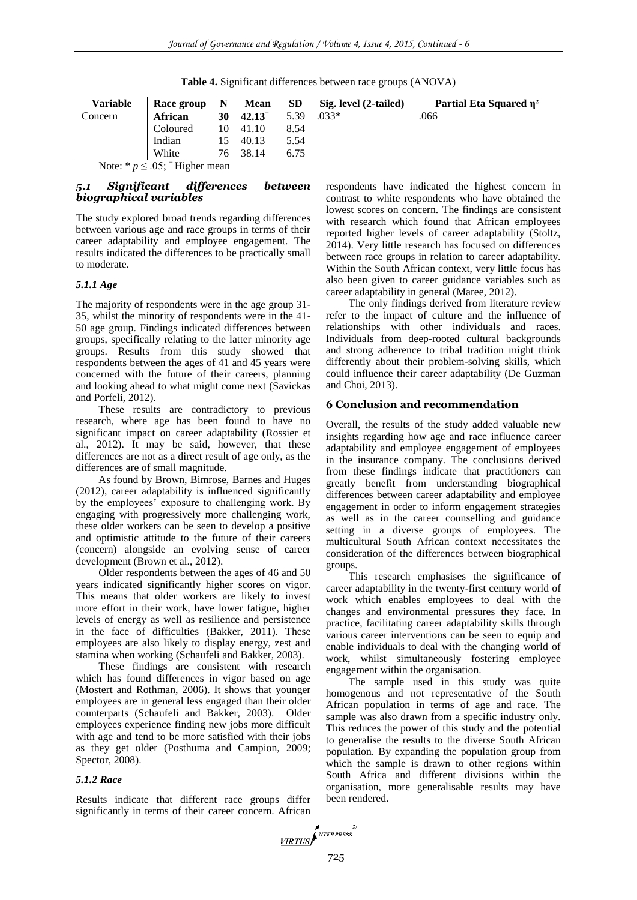**Table 4.** Significant differences between race groups (ANOVA)

| Variable | Race group | N | Mean | SD | Sig. level (2-tailed) | Partial Eta Squared $\eta^2$ |
|---|---|---|---|---|---|---|
| Concern | **African** | **30** | **42.13**$^{+}$ | 5.39 | .033* | .066 |
| | Coloured | 10 | 41.10 | 8.54 | | |
| | Indian | 15 | 40.13 | 5.54 | | |
| | White | 76 | 38.14 | 6.75 | | |

Note: * $p \leq .05$; $^{+}$ Higher mean

### *5.1 Significant differences between biographical variables*

The study explored broad trends regarding differences between various age and race groups in terms of their career adaptability and employee engagement. The results indicated the differences to be practically small to moderate.

#### *5.1.1 Age*

The majority of respondents were in the age group 31-35, whilst the minority of respondents were in the 41-50 age group. Findings indicated differences between groups, specifically relating to the latter minority age groups. Results from this study showed that respondents between the ages of 41 and 45 years were concerned with the future of their careers, planning and looking ahead to what might come next (Savickas and Porfeli, 2012).

These results are contradictory to previous research, where age has been found to have no significant impact on career adaptability (Rossier et al., 2012). It may be said, however, that these differences are not as a direct result of age only, as the differences are of small magnitude.

As found by Brown, Bimrose, Barnes and Huges (2012), career adaptability is influenced significantly by the employees' exposure to challenging work. By engaging with progressively more challenging work, these older workers can be seen to develop a positive and optimistic attitude to the future of their careers (concern) alongside an evolving sense of career development (Brown et al., 2012).

Older respondents between the ages of 46 and 50 years indicated significantly higher scores on vigor. This means that older workers are likely to invest more effort in their work, have lower fatigue, higher levels of energy as well as resilience and persistence in the face of difficulties (Bakker, 2011). These employees are also likely to display energy, zest and stamina when working (Schaufeli and Bakker, 2003).

These findings are consistent with research which has found differences in vigor based on age (Mostert and Rothman, 2006). It shows that younger employees are in general less engaged than their older counterparts (Schaufeli and Bakker, 2003). Older employees experience finding new jobs more difficult with age and tend to be more satisfied with their jobs as they get older (Posthuma and Campion, 2009; Spector, 2008).

#### *5.1.2 Race*

Results indicate that different race groups differ significantly in terms of their career concern. African respondents have indicated the highest concern in contrast to white respondents who have obtained the lowest scores on concern. The findings are consistent with research which found that African employees reported higher levels of career adaptability (Stoltz, 2014). Very little research has focused on differences between race groups in relation to career adaptability. Within the South African context, very little focus has also been given to career guidance variables such as career adaptability in general (Maree, 2012).

The only findings derived from literature review refer to the impact of culture and the influence of relationships with other individuals and races. Individuals from deep-rooted cultural backgrounds and strong adherence to tribal tradition might think differently about their problem-solving skills, which could influence their career adaptability (De Guzman and Choi, 2013).

## 6 Conclusion and recommendation

Overall, the results of the study added valuable new insights regarding how age and race influence career adaptability and employee engagement of employees in the insurance company. The conclusions derived from these findings indicate that practitioners can greatly benefit from understanding biographical differences between career adaptability and employee engagement in order to inform engagement strategies as well as in the career counselling and guidance setting in a diverse groups of employees. The multicultural South African context necessitates the consideration of the differences between biographical groups.

This research emphasises the significance of career adaptability in the twenty-first century world of work which enables employees to deal with the changes and environmental pressures they face. In practice, facilitating career adaptability skills through various career interventions can be seen to equip and enable individuals to deal with the changing world of work, whilst simultaneously fostering employee engagement within the organisation.

The sample used in this study was quite homogenous and not representative of the South African population in terms of age and race. The sample was also drawn from a specific industry only. This reduces the power of this study and the potential to generalise the results to the diverse South African population. By expanding the population group from which the sample is drawn to other regions within South Africa and different divisions within the organisation, more generalisable results may have been rendered.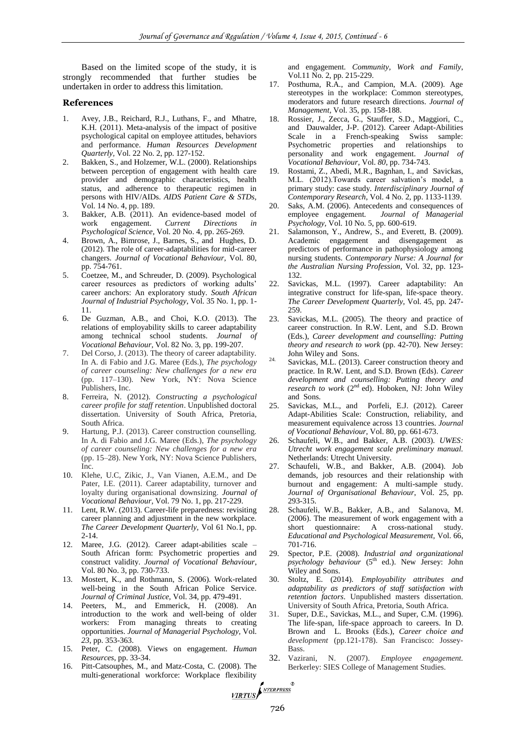Based on the limited scope of the study, it is strongly recommended that further studies be undertaken in order to address this limitation.

## References

1. Avey, J.B., Reichard, R.J., Luthans, F., and Mhatre, K.H. (2011). Meta-analysis of the impact of positive psychological capital on employee attitudes, behaviors and performance. *Human Resources Development Quarterly*, Vol. 22 No. 2, pp. 127-152.
2. Bakken, S., and Holzemer, W.L. (2000). Relationships between perception of engagement with health care provider and demographic characteristics, health status, and adherence to therapeutic regimen in persons with HIV/AIDs. *AIDS Patient Care & STDs*, Vol. 14 No. 4, pp. 189.
3. Bakker, A.B. (2011). An evidence-based model of work engagement. *Current Directions in Psychological Science*, Vol. 20 No. 4, pp. 265-269.
4. Brown, A., Bimrose, J., Barnes, S., and Hughes, D. (2012). The role of career-adaptabilities for mid-career changers. *Journal of Vocational Behaviour*, Vol. 80, pp. 754-761.
5. Coetzee, M., and Schreuder, D. (2009). Psychological career resources as predictors of working adults' career anchors: An exploratory study. *South African Journal of Industrial Psychology*, Vol. 35 No. 1, pp. 1-11.
6. De Guzman, A.B., and Choi, K.O. (2013). The relations of employability skills to career adaptability among technical school students. *Journal of Vocational Behaviour*, Vol. 82 No. 3, pp. 199-207.
7. Del Corso, J. (2013). The theory of career adaptability. In A. di Fabio and J.G. Maree (Eds.), *The psychology of career counseling: New challenges for a new era* (pp. 117–130). New York, NY: Nova Science Publishers, Inc.
8. Ferreira, N. (2012). *Constructing a psychological career profile for staff retention*. Unpublished doctoral dissertation. University of South Africa, Pretoria, South Africa.
9. Hartung, P.J. (2013). Career construction counselling. In A. di Fabio and J.G. Maree (Eds.), *The psychology of career counseling: New challenges for a new era* (pp. 15–28). New York, NY: Nova Science Publishers, Inc.
10. Klehe, U.C, Zikic, J., Van Vianen, A.E.M., and De Pater, I.E. (2011). Career adaptability, turnover and loyalty during organisational downsizing. *Journal of Vocational Behaviour*, Vol. 79 No. 1, pp. 217-229.
11. Lent, R.W. (2013). Career-life preparedness: revisiting career planning and adjustment in the new workplace. *The Career Development Quarterly*, Vol 61 No.1, pp. 2-14.
12. Maree, J.G. (2012). Career adapt-abilities scale – South African form: Psychometric properties and construct validity. *Journal of Vocational Behaviour*, Vol. 80 No. 3, pp. 730-733.
13. Mostert, K., and Rothmann, S. (2006). Work-related well-being in the South African Police Service. *Journal of Criminal Justice*, Vol. 34, pp. 479-491.
14. Peeters, M., and Emmerick, H. (2008). An introduction to the work and well-being of older workers: From managing threats to creating opportunities. *Journal of Managerial Psychology*, Vol. *23*, pp. 353-363.
15. Peter, C. (2008). Views on engagement. *Human Resources*, pp. 33-34.
16. Pitt-Catsouphes, M., and Matz-Costa, C. (2008). The multi-generational workforce: Workplace flexibility and engagement. *Community, Work and Family*, Vol.11 No. 2, pp. 215-229.
17. Posthuma, R.A., and Campion, M.A. (2009). Age stereotypes in the workplace: Common stereotypes, moderators and future research directions. *Journal of Management*, Vol. 35, pp. 158-188.
18. Rossier, J., Zecca, G., Stauffer, S.D., Maggiori, C., and Dauwalder, J-P. (2012). Career Adapt-Abilities Scale in a French-speaking Swiss sample: Psychometric properties and relationships to personality and work engagement. *Journal of Vocational Behaviour*, Vol. *80*, pp. 734-743.
19. Rostami, Z., Abedi, M.R., Bagnhan, I., and Savickas, M.L. (2012).Towards career salvation's model, a primary study: case study. *Interdisciplinary Journal of Contemporary Research*, Vol. 4 No. 2, pp. 1133-1139.
20. Saks, A.M. (2006). Antecedents and consequences of employee engagement. *Journal of Managerial Psychology*, Vol. 10 No. 5, pp. 600-619.
21. Salamonson, Y., Andrew, S., and Everett, B. (2009). Academic engagement and disengagement as predictors of performance in pathophysiology among nursing students. *Contemporary Nurse: A Journal for the Australian Nursing Profession*, Vol. 32, pp. 123-132.
22. Savickas, M.L. (1997). Career adaptability: An integrative construct for life-span, life-space theory. *The Career Development Quarterly*, Vol. 45, pp. 247-259.
23. Savickas, M.L. (2005). The theory and practice of career construction. In R.W. Lent, and S.D. Brown (Eds.), *Career development and counselling: Putting theory and research to work* (pp. 42-70). New Jersey: John Wiley and Sons.
24. Savickas, M.L. (2013). Career construction theory and practice. In R.W. Lent, and S.D. Brown (Eds). *Career development and counselling: Putting theory and research to work* (2nd ed). Hoboken, NJ: John Wiley and Sons.
25. Savickas, M.L., and Porfeli, E.J. (2012). Career Adapt-Abilities Scale: Construction, reliability, and measurement equivalence across 13 countries. *Journal of Vocational Behaviour*, Vol. 80, pp. 661-673.
26. Schaufeli, W.B., and Bakker, A.B. (2003). *UWES: Utrecht work engagement scale preliminary manual.* Netherlands: Utrecht University.
27. Schaufeli, W.B., and Bakker, A.B. (2004). Job demands, job resources and their relationship with burnout and engagement: A multi-sample study. *Journal of Organisational Behaviour*, Vol. 25, pp. 293-315.
28. Schaufeli, W.B., Bakker, A.B., and Salanova, M. (2006). The measurement of work engagement with a short questionnaire: A cross-national study. *Educational and Psychological Measurement*, Vol. 66, 701-716.
29. Spector, P.E. (2008). *Industrial and organizational psychology behaviour* (5th ed.). New Jersey: John Wiley and Sons.
30. Stoltz, E. (2014). *Employability attributes and adaptability as predictors of staff satisfaction with retention factors*. Unpublished masters dissertation. University of South Africa, Pretoria, South Africa.
31. Super, D.E., Savickas, M.L., and Super, C.M. (1996). The life-span, life-space approach to careers. In D. Brown and L. Brooks (Eds.), *Career choice and development* (pp.121-178). San Francisco: Jossey-Bass.
32. Vazirani, N. (2007). *Employee engagement.* Berkerley: SIES College of Management Studies.